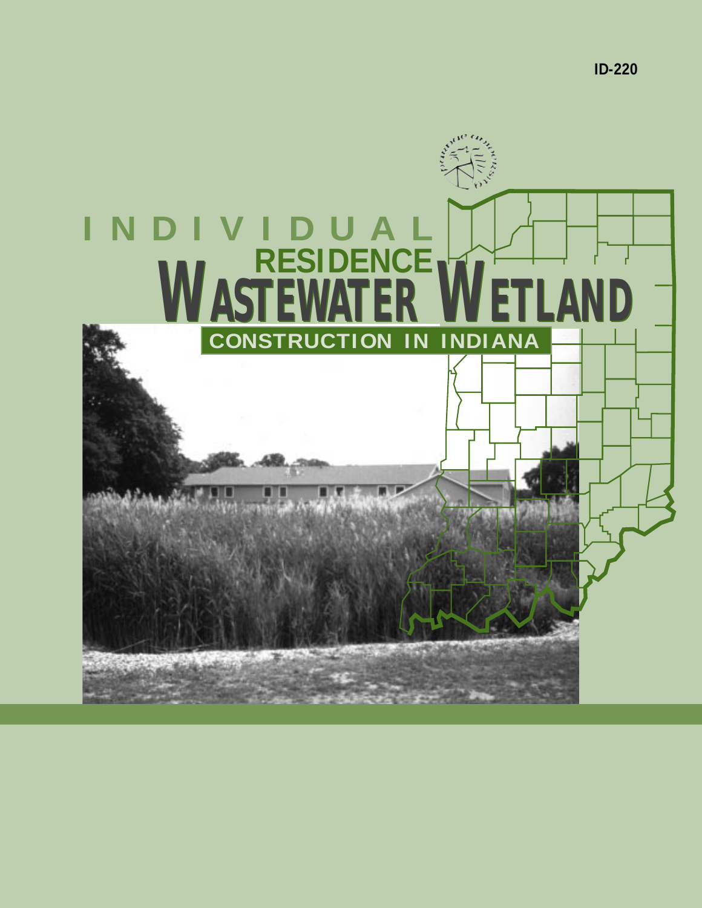ID-220

# INDIVIDUAL RESIDENCE WASTEWATER WETLAND

## CONSTRUCTION IN INDIANA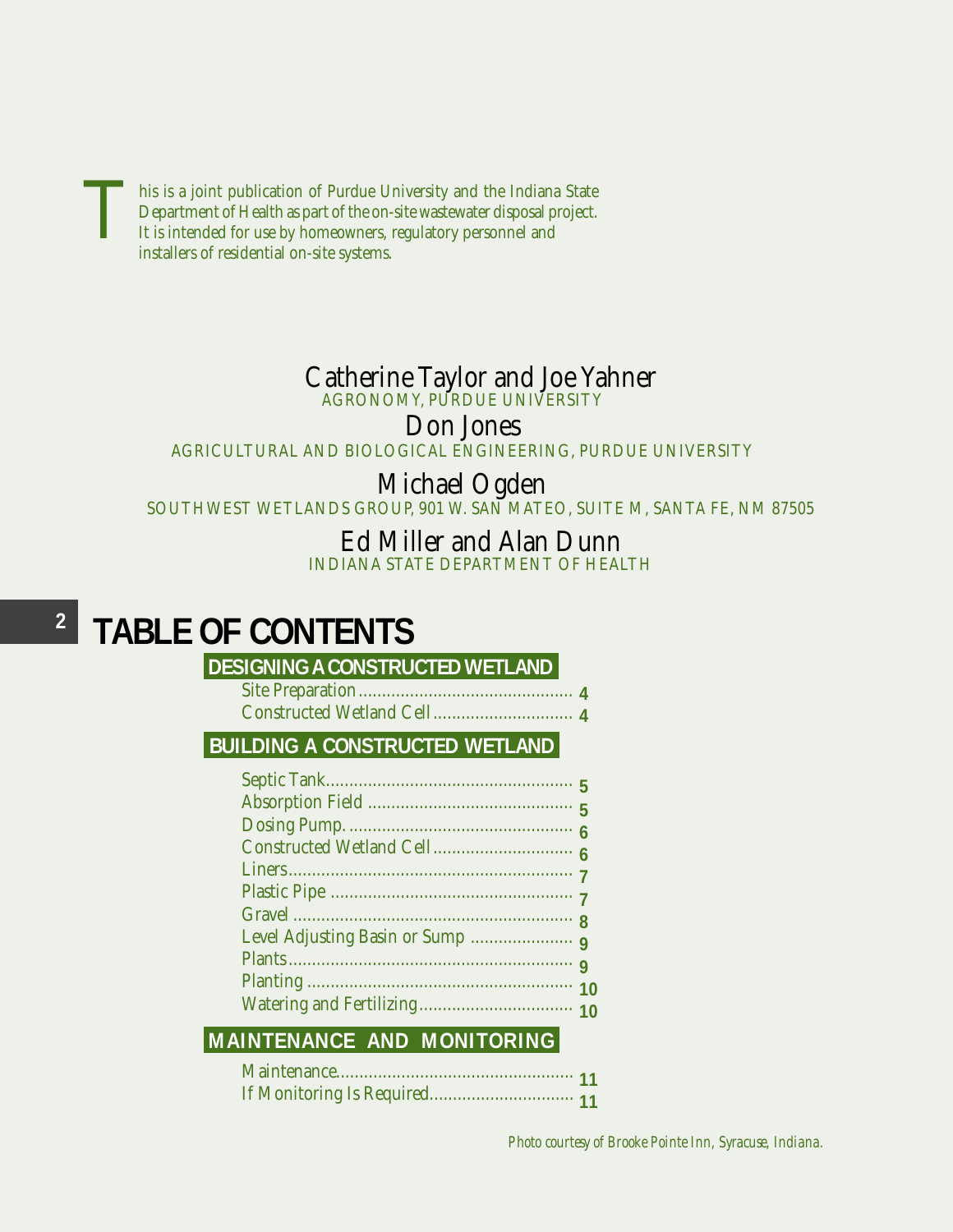This is a joint publication of Purdue University and the Indiana State Department of Health as part of the on-site wastewater disposal project. It is intended for use by homeowners, regulatory personnel and installers of residential on-site systems.

Catherine Taylor and Joe Yahner
AGRONOMY, PURDUE UNIVERSITY

Don Jones
AGRICULTURAL AND BIOLOGICAL ENGINEERING, PURDUE UNIVERSITY

Michael Ogden
SOUTHWEST WETLANDS GROUP, 901 W. SAN MATEO, SUITE M, SANTA FE, NM 87505

Ed Miller and Alan Dunn
INDIANA STATE DEPARTMENT OF HEALTH

# TABLE OF CONTENTS

## DESIGNING A CONSTRUCTED WETLAND

- Site Preparation .......... **4**
- Constructed Wetland Cell .......... **4**

## BUILDING A CONSTRUCTED WETLAND

- Septic Tank .......... **5**
- Absorption Field .......... **5**
- Dosing Pump. .......... **6**
- Constructed Wetland Cell .......... **6**
- Liners .......... **7**
- Plastic Pipe .......... **7**
- Gravel .......... **8**
- Level Adjusting Basin or Sump .......... **9**
- Plants .......... **9**
- Planting .......... **10**
- Watering and Fertilizing .......... **10**

## MAINTENANCE AND MONITORING

- Maintenance .......... **11**
- If Monitoring Is Required .......... **11**

*Photo courtesy of Brooke Pointe Inn, Syracuse, Indiana.*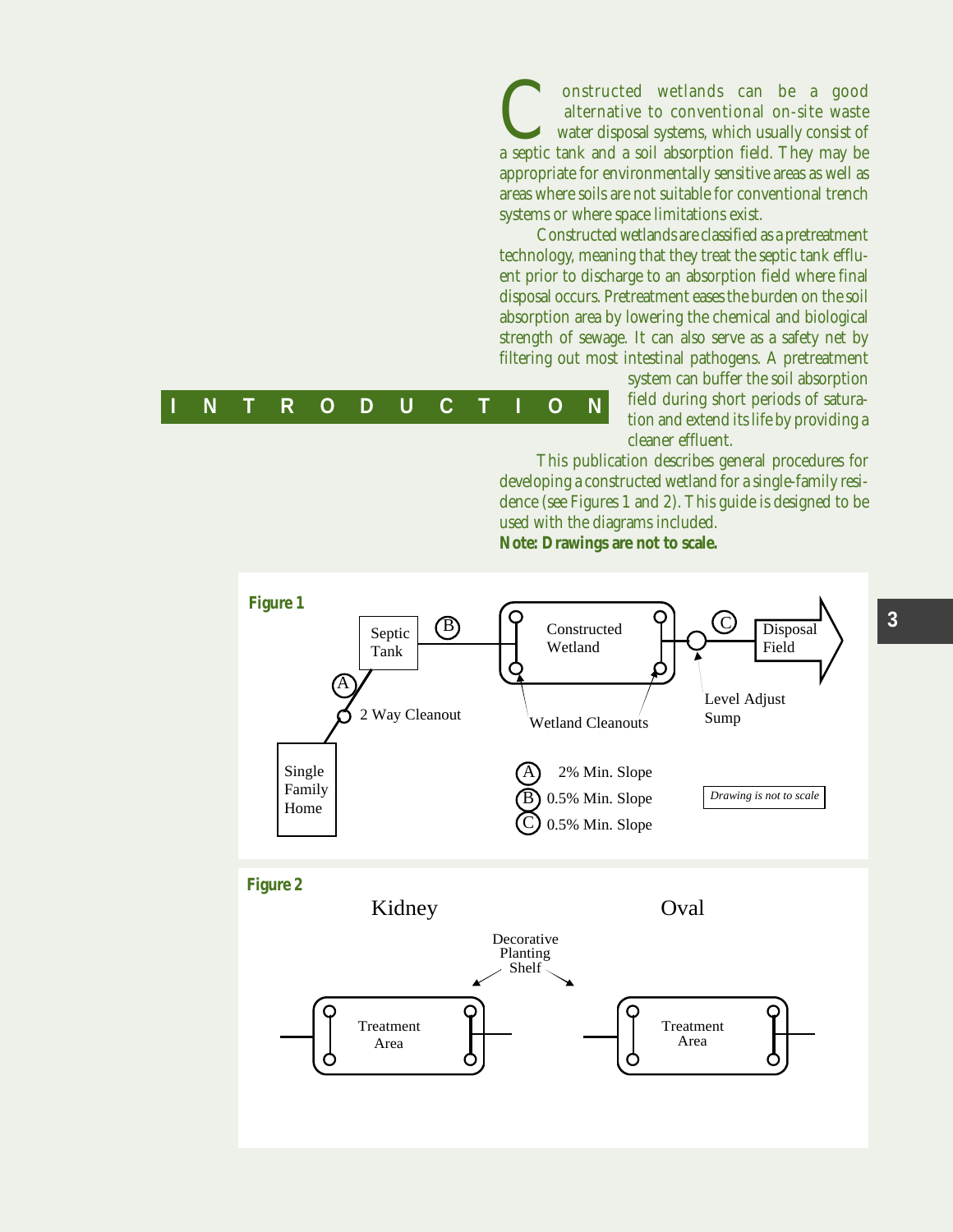## INTRODUCTION

Constructed wetlands can be a good alternative to conventional on-site waste water disposal systems, which usually consist of a septic tank and a soil absorption field. They may be appropriate for environmentally sensitive areas as well as areas where soils are not suitable for conventional trench systems or where space limitations exist.

Constructed wetlands are classified as a pretreatment technology, meaning that they treat the septic tank effluent prior to discharge to an absorption field where final disposal occurs. Pretreatment eases the burden on the soil absorption area by lowering the chemical and biological strength of sewage. It can also serve as a safety net by filtering out most intestinal pathogens. A pretreatment system can buffer the soil absorption field during short periods of saturation and extend its life by providing a cleaner effluent.

This publication describes general procedures for developing a constructed wetland for a single-family residence (see Figures 1 and 2). This guide is designed to be used with the diagrams included.

**Note: Drawings are not to scale.**

**Figure 1**

Single Family Home — 2 Way Cleanout — (A) — Septic Tank — (B) — Constructed Wetland (Wetland Cleanouts) — Level Adjust Sump — (C) — Disposal Field

(A) 2% Min. Slope
(B) 0.5% Min. Slope
(C) 0.5% Min. Slope

*Drawing is not to scale*

**Figure 2**

Kidney — Treatment Area

Oval — Treatment Area

Decorative Planting Shelf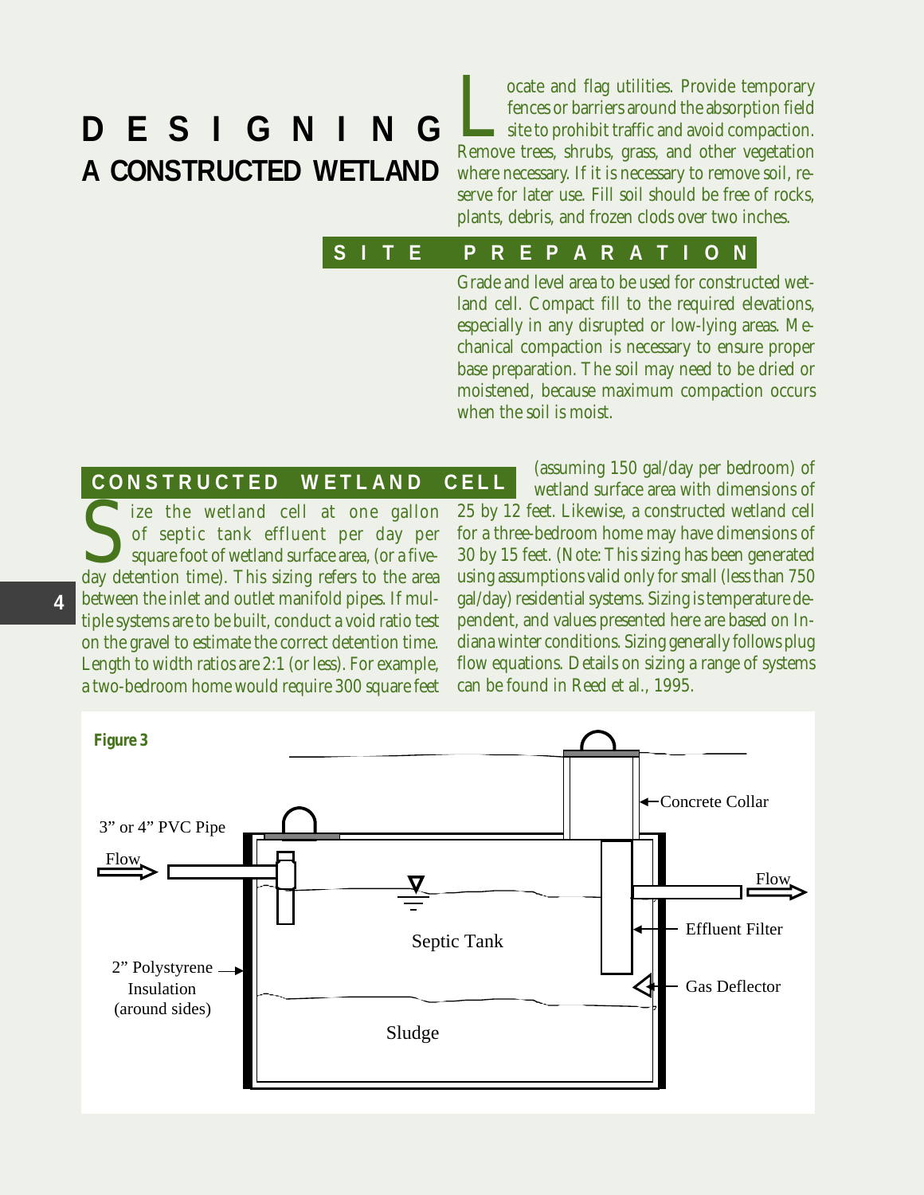# DESIGNING A CONSTRUCTED WETLAND

Locate and flag utilities. Provide temporary fences or barriers around the absorption field site to prohibit traffic and avoid compaction. Remove trees, shrubs, grass, and other vegetation where necessary. If it is necessary to remove soil, reserve for later use. Fill soil should be free of rocks, plants, debris, and frozen clods over two inches.

## SITE PREPARATION

Grade and level area to be used for constructed wetland cell. Compact fill to the required elevations, especially in any disrupted or low-lying areas. Mechanical compaction is necessary to ensure proper base preparation. The soil may need to be dried or moistened, because maximum compaction occurs when the soil is moist.

## CONSTRUCTED WETLAND CELL

Size the wetland cell at one gallon of septic tank effluent per day per square foot of wetland surface area, (or a five-day detention time). This sizing refers to the area between the inlet and outlet manifold pipes. If multiple systems are to be built, conduct a void ratio test on the gravel to estimate the correct detention time. Length to width ratios are 2:1 (or less). For example, a two-bedroom home would require 300 square feet (assuming 150 gal/day per bedroom) of wetland surface area with dimensions of 25 by 12 feet. Likewise, a constructed wetland cell for a three-bedroom home may have dimensions of 30 by 15 feet. (Note: This sizing has been generated using assumptions valid only for small (less than 750 gal/day) residential systems. Sizing is temperature dependent, and values presented here are based on Indiana winter conditions. Sizing generally follows plug flow equations. Details on sizing a range of systems can be found in Reed et al., 1995.

**Figure 3**

3" or 4" PVC Pipe · Flow · Concrete Collar · Septic Tank · Flow · Effluent Filter · Gas Deflector · 2" Polystyrene Insulation (around sides) · Sludge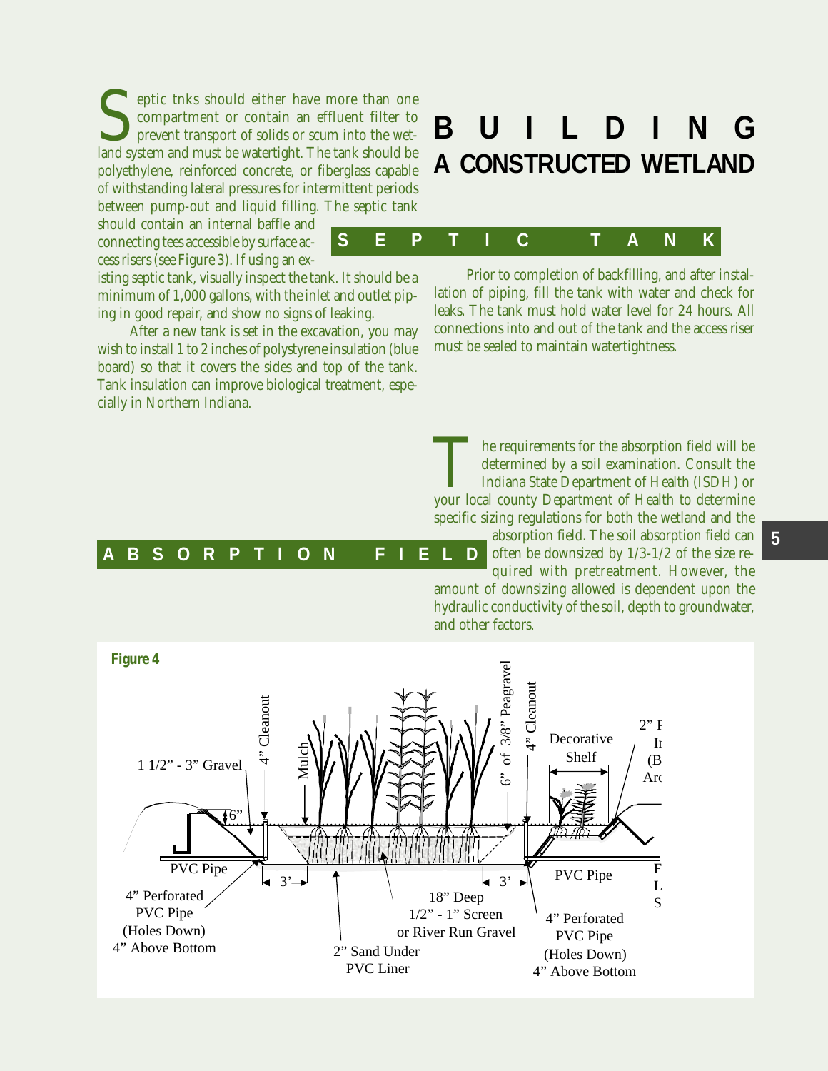# BUILDING A CONSTRUCTED WETLAND

## SEPTIC TANK

Septic tnks should either have more than one compartment or contain an effluent filter to prevent transport of solids or scum into the wetland system and must be watertight. The tank should be polyethylene, reinforced concrete, or fiberglass capable of withstanding lateral pressures for intermittent periods between pump-out and liquid filling. The septic tank should contain an internal baffle and connecting tees accessible by surface access risers (see Figure 3). If using an existing septic tank, visually inspect the tank. It should be a minimum of 1,000 gallons, with the inlet and outlet piping in good repair, and show no signs of leaking.

After a new tank is set in the excavation, you may wish to install 1 to 2 inches of polystyrene insulation (blue board) so that it covers the sides and top of the tank. Tank insulation can improve biological treatment, especially in Northern Indiana.

Prior to completion of backfilling, and after installation of piping, fill the tank with water and check for leaks. The tank must hold water level for 24 hours. All connections into and out of the tank and the access riser must be sealed to maintain watertightness.

## ABSORPTION FIELD

The requirements for the absorption field will be determined by a soil examination. Consult the Indiana State Department of Health (ISDH) or your local county Department of Health to determine specific sizing regulations for both the wetland and the absorption field. The soil absorption field can often be downsized by 1/3-1/2 of the size required with pretreatment. However, the amount of downsizing allowed is dependent upon the hydraulic conductivity of the soil, depth to groundwater, and other factors.

**Figure 4**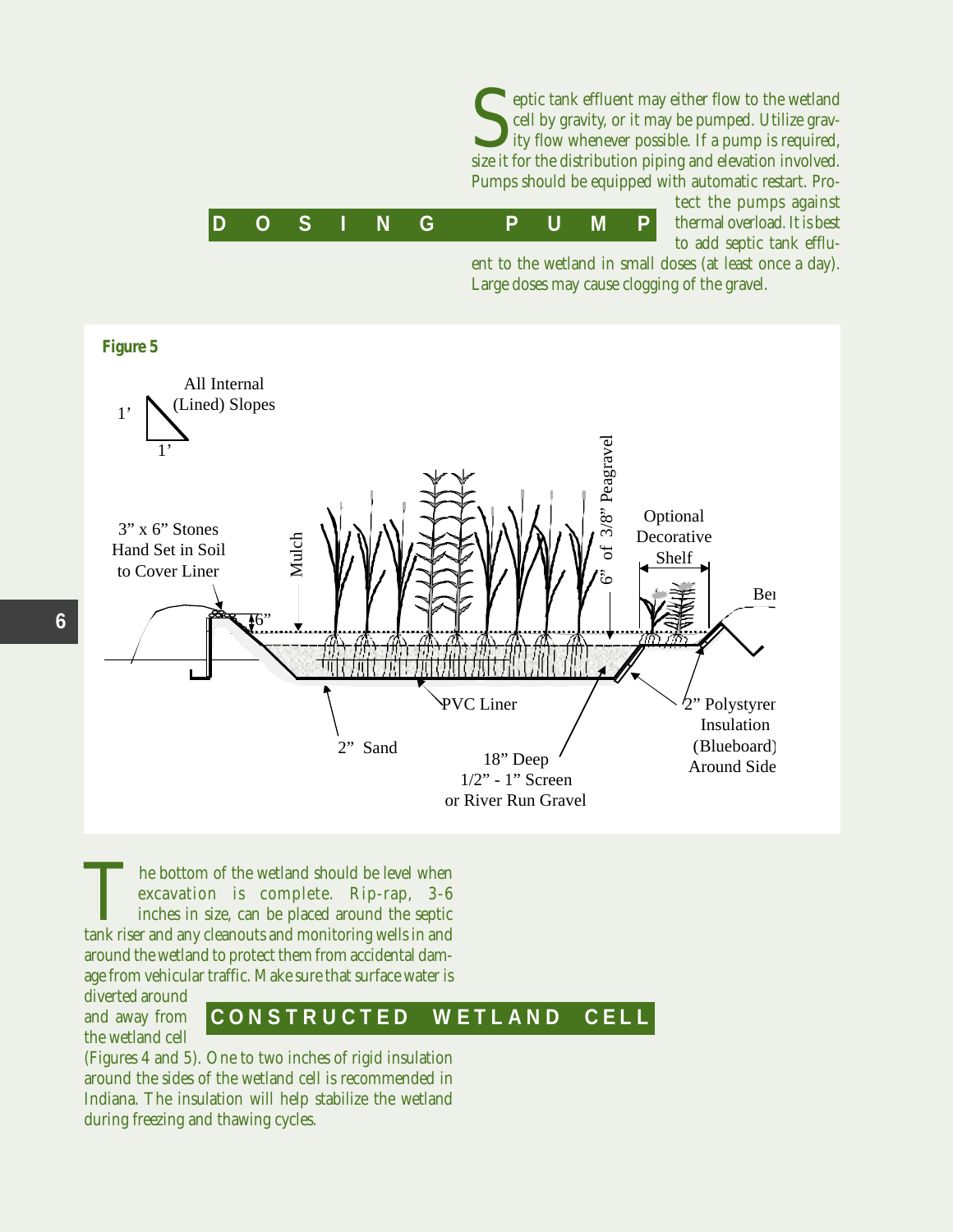## DOSING PUMP

Septic tank effluent may either flow to the wetland cell by gravity, or it may be pumped. Utilize gravity flow whenever possible. If a pump is required, size it for the distribution piping and elevation involved. Pumps should be equipped with automatic restart. Protect the pumps against thermal overload. It is best to add septic tank effluent to the wetland in small doses (at least once a day). Large doses may cause clogging of the gravel.

**Figure 5**

All Internal (Lined) Slopes 1' / 1'

3" x 6" Stones Hand Set in Soil to Cover Liner

Mulch

6"

6" of 3/8" Peagravel

Optional Decorative Shelf

Ber

PVC Liner

2" Sand

18" Deep 1/2" - 1" Screen or River Run Gravel

2" Polystyrer Insulation (Blueboard) Around Side

## CONSTRUCTED WETLAND CELL

The bottom of the wetland should be level when excavation is complete. Rip-rap, 3-6 inches in size, can be placed around the septic tank riser and any cleanouts and monitoring wells in and around the wetland to protect them from accidental damage from vehicular traffic. Make sure that surface water is diverted around and away from the wetland cell (Figures 4 and 5). One to two inches of rigid insulation around the sides of the wetland cell is recommended in Indiana. The insulation will help stabilize the wetland during freezing and thawing cycles.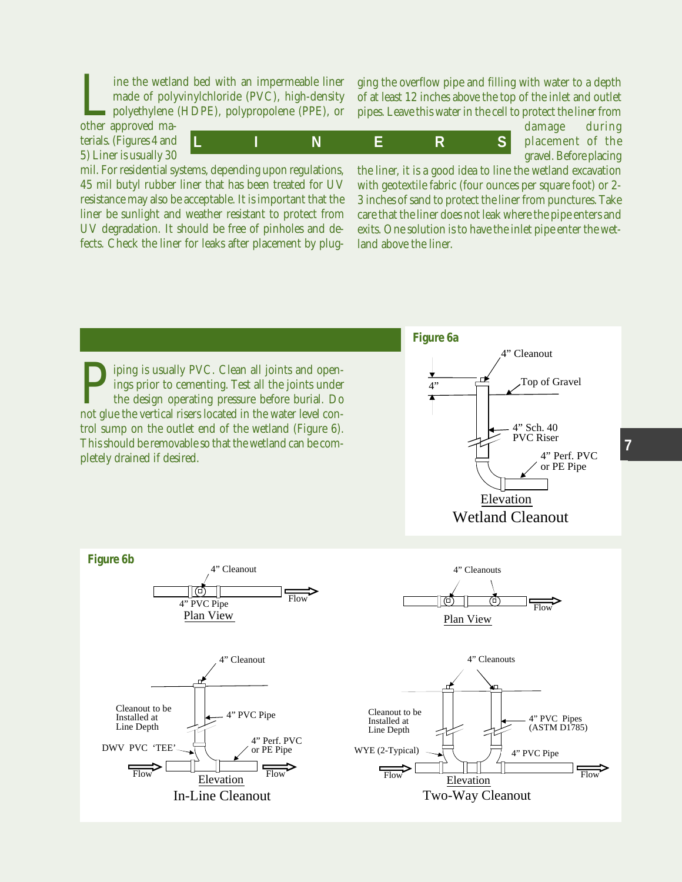## LINERS

Line the wetland bed with an impermeable liner made of polyvinylchloride (PVC), high-density polyethylene (HDPE), polypropolene (PPE), or other approved materials. (Figures 4 and 5) Liner is usually 30 mil. For residential systems, depending upon regulations, 45 mil butyl rubber liner that has been treated for UV resistance may also be acceptable. It is important that the liner be sunlight and weather resistant to protect from UV degradation. It should be free of pinholes and defects. Check the liner for leaks after placement by plugging the overflow pipe and filling with water to a depth of at least 12 inches above the top of the inlet and outlet pipes. Leave this water in the cell to protect the liner from damage during placement of the gravel. Before placing the liner, it is a good idea to line the wetland excavation with geotextile fabric (four ounces per square foot) or 2-3 inches of sand to protect the liner from punctures. Take care that the liner does not leak where the pipe enters and exits. One solution is to have the inlet pipe enter the wetland above the liner.

## PIPING

Piping is usually PVC. Clean all joints and openings prior to cementing. Test all the joints under the design operating pressure before burial. Do not glue the vertical risers located in the water level control sump on the outlet end of the wetland (Figure 6). This should be removable so that the wetland can be completely drained if desired.

**Figure 6a**

4" Cleanout; Top of Gravel; 4"; 4" Sch. 40 PVC Riser; 4" Perf. PVC or PE Pipe

Elevation

Wetland Cleanout

**Figure 6b**

In-Line Cleanout — Plan View: 4" Cleanout; 4" PVC Pipe; Flow. Elevation: 4" Cleanout; Cleanout to be Installed at Line Depth; 4" PVC Pipe; DWV PVC 'TEE'; 4" Perf. PVC or PE Pipe; Flow

Two-Way Cleanout — Plan View: 4" Cleanouts; Flow. Elevation: 4" Cleanouts; Cleanout to be Installed at Line Depth; 4" PVC Pipes (ASTM D1785); WYE (2-Typical); 4" PVC Pipe; Flow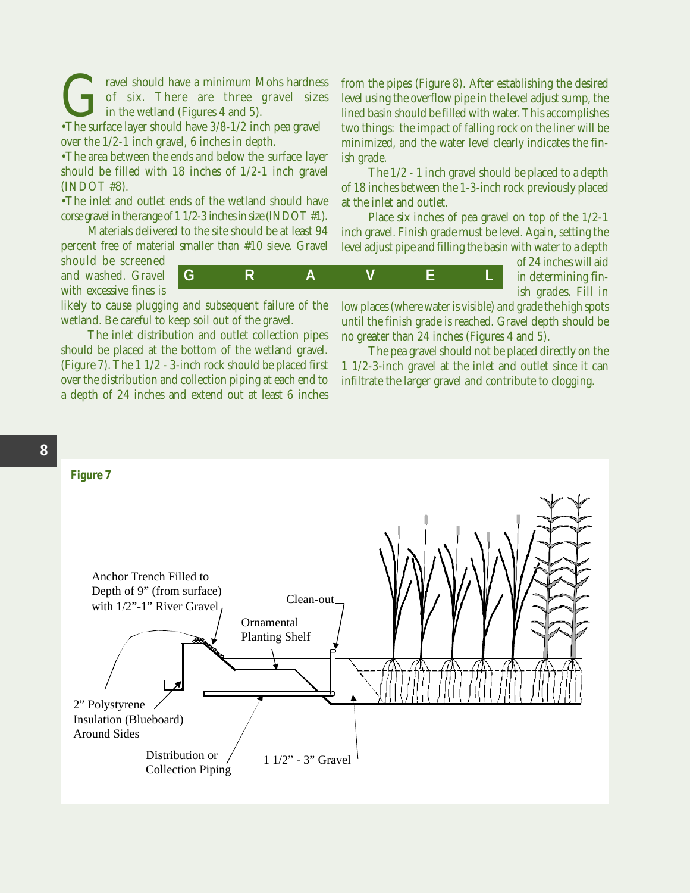## GRAVEL

Gravel should have a minimum Mohs hardness of six. There are three gravel sizes in the wetland (Figures 4 and 5).

- The surface layer should have 3/8-1/2 inch pea gravel over the 1/2-1 inch gravel, 6 inches in depth.
- The area between the ends and below the surface layer should be filled with 18 inches of 1/2-1 inch gravel (INDOT #8).
- The inlet and outlet ends of the wetland should have corse gravel in the range of 1 1/2-3 inches in size (INDOT #1).

Materials delivered to the site should be at least 94 percent free of material smaller than #10 sieve. Gravel should be screened and washed. Gravel with excessive fines is likely to cause plugging and subsequent failure of the wetland. Be careful to keep soil out of the gravel.

The inlet distribution and outlet collection pipes should be placed at the bottom of the wetland gravel. (Figure 7). The 1 1/2 - 3-inch rock should be placed first over the distribution and collection piping at each end to a depth of 24 inches and extend out at least 6 inches from the pipes (Figure 8). After establishing the desired level using the overflow pipe in the level adjust sump, the lined basin should be filled with water. This accomplishes two things: the impact of falling rock on the liner will be minimized, and the water level clearly indicates the finish grade.

The 1/2 - 1 inch gravel should be placed to a depth of 18 inches between the 1-3-inch rock previously placed at the inlet and outlet.

Place six inches of pea gravel on top of the 1/2-1 inch gravel. Finish grade must be level. Again, setting the level adjust pipe and filling the basin with water to a depth of 24 inches will aid in determining finish grades. Fill in low places (where water is visible) and grade the high spots until the finish grade is reached. Gravel depth should be no greater than 24 inches (Figures 4 and 5).

The pea gravel should not be placed directly on the 1 1/2-3-inch gravel at the inlet and outlet since it can infiltrate the larger gravel and contribute to clogging.

**Figure 7**

Anchor Trench Filled to Depth of 9" (from surface) with 1/2"-1" River Gravel

Clean-out

Ornamental Planting Shelf

2" Polystyrene Insulation (Blueboard) Around Sides

Distribution or Collection Piping

1 1/2" - 3" Gravel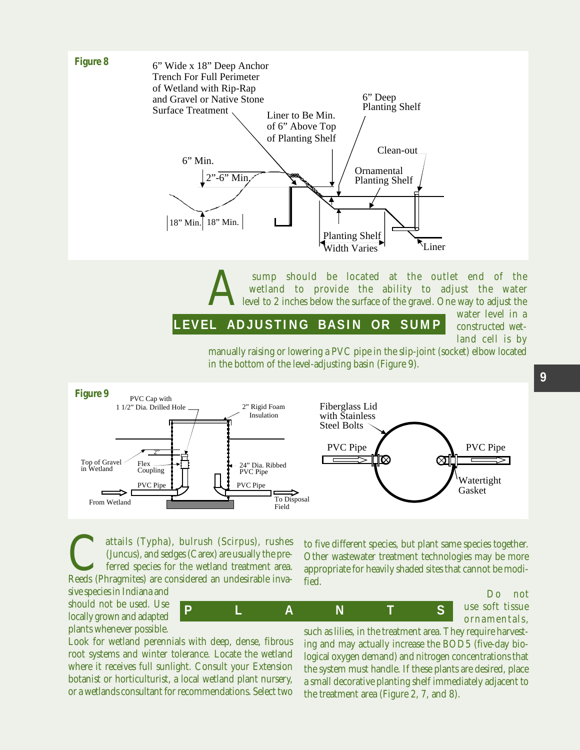**Figure 8**

6" Wide x 18" Deep Anchor Trench For Full Perimeter of Wetland with Rip-Rap and Gravel or Native Stone Surface Treatment

Liner to Be Min. of 6" Above Top of Planting Shelf

6" Deep Planting Shelf

Clean-out

Ornamental Planting Shelf

6" Min.

2"-6" Min.

18" Min. 18" Min.

Planting Shelf Width Varies

Liner

## LEVEL ADJUSTING BASIN OR SUMP

A sump should be located at the outlet end of the wetland to provide the ability to adjust the water level to 2 inches below the surface of the gravel. One way to adjust the water level in a constructed wetland cell is by manually raising or lowering a PVC pipe in the slip-joint (socket) elbow located in the bottom of the level-adjusting basin (Figure 9).

**Figure 9**

PVC Cap with 1 1/2" Dia. Drilled Hole

2" Rigid Foam Insulation

2"

Top of Gravel in Wetland

Flex Coupling

24" Dia. Ribbed PVC Pipe

PVC Pipe

PVC Pipe

From Wetland

To Disposal Field

Fiberglass Lid with Stainless Steel Bolts

PVC Pipe

PVC Pipe

Watertight Gasket

## PLANTS

Cattails (Typha), bulrush (Scirpus), rushes (Juncus), and sedges (Carex) are usually the preferred species for the wetland treatment area. Reeds (Phragmites) are considered an undesirable invasive species in Indiana and should not be used. Use locally grown and adapted plants whenever possible. Look for wetland perennials with deep, dense, fibrous root systems and winter tolerance. Locate the wetland where it receives full sunlight. Consult your Extension botanist or horticulturist, a local wetland plant nursery, or a wetlands consultant for recommendations. Select two to five different species, but plant same species together. Other wastewater treatment technologies may be more appropriate for heavily shaded sites that cannot be modified.

Do not use soft tissue ornamentals, such as lilies, in the treatment area. They require harvesting and may actually increase the BOD5 (five-day biological oxygen demand) and nitrogen concentrations that the system must handle. If these plants are desired, place a small decorative planting shelf immediately adjacent to the treatment area (Figure 2, 7, and 8).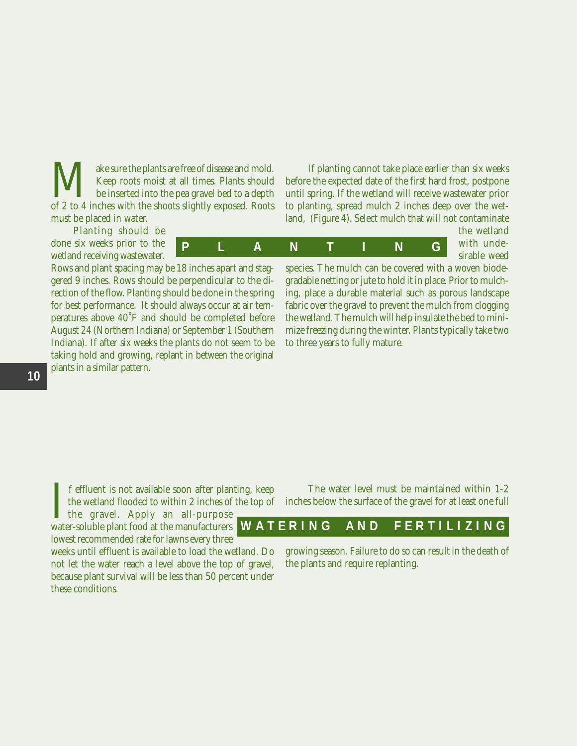## PLANTING

Make sure the plants are free of disease and mold. Keep roots moist at all times. Plants should be inserted into the pea gravel bed to a depth of 2 to 4 inches with the shoots slightly exposed. Roots must be placed in water.

Planting should be done six weeks prior to the wetland receiving wastewater. Rows and plant spacing may be 18 inches apart and staggered 9 inches. Rows should be perpendicular to the direction of the flow. Planting should be done in the spring for best performance. It should always occur at air temperatures above 40˚F and should be completed before August 24 (Northern Indiana) or September 1 (Southern Indiana). If after six weeks the plants do not seem to be taking hold and growing, replant in between the original plants in a similar pattern.

If planting cannot take place earlier than six weeks before the expected date of the first hard frost, postpone until spring. If the wetland will receive wastewater prior to planting, spread mulch 2 inches deep over the wetland, (Figure 4). Select mulch that will not contaminate the wetland with undesirable weed species. The mulch can be covered with a woven biodegradable netting or jute to hold it in place. Prior to mulching, place a durable material such as porous landscape fabric over the gravel to prevent the mulch from clogging the wetland. The mulch will help insulate the bed to minimize freezing during the winter. Plants typically take two to three years to fully mature.

## WATERING AND FERTILIZING

If effluent is not available soon after planting, keep the wetland flooded to within 2 inches of the top of the gravel. Apply an all-purpose water-soluble plant food at the manufacturers lowest recommended rate for lawns every three weeks until effluent is available to load the wetland. Do not let the water reach a level above the top of gravel, because plant survival will be less than 50 percent under these conditions.

The water level must be maintained within 1-2 inches below the surface of the gravel for at least one full growing season. Failure to do so can result in the death of the plants and require replanting.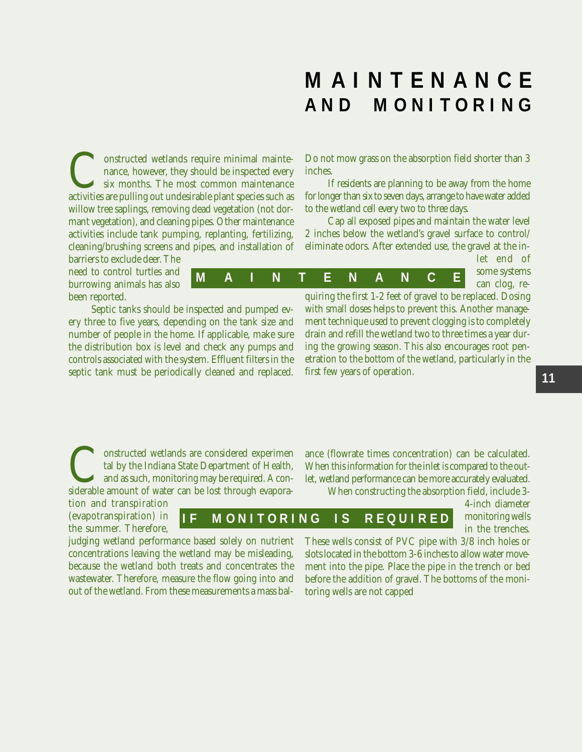# MAINTENANCE AND MONITORING

## MAINTENANCE

Constructed wetlands require minimal maintenance, however, they should be inspected every six months. The most common maintenance activities are pulling out undesirable plant species such as willow tree saplings, removing dead vegetation (not dormant vegetation), and cleaning pipes. Other maintenance activities include tank pumping, replanting, fertilizing, cleaning/brushing screens and pipes, and installation of barriers to exclude deer. The need to control turtles and burrowing animals has also been reported.

Septic tanks should be inspected and pumped every three to five years, depending on the tank size and number of people in the home. If applicable, make sure the distribution box is level and check any pumps and controls associated with the system. Effluent filters in the septic tank must be periodically cleaned and replaced. Do not mow grass on the absorption field shorter than 3 inches.

If residents are planning to be away from the home for longer than six to seven days, arrange to have water added to the wetland cell every two to three days.

Cap all exposed pipes and maintain the water level 2 inches below the wetland's gravel surface to control/eliminate odors. After extended use, the gravel at the inlet end of some systems can clog, requiring the first 1-2 feet of gravel to be replaced. Dosing with small doses helps to prevent this. Another management technique used to prevent clogging is to completely drain and refill the wetland two to three times a year during the growing season. This also encourages root penetration to the bottom of the wetland, particularly in the first few years of operation.

## IF MONITORING IS REQUIRED

Constructed wetlands are considered experimental by the Indiana State Department of Health, and as such, monitoring may be required. A considerable amount of water can be lost through evaporation and transpiration (evapotranspiration) in the summer. Therefore, judging wetland performance based solely on nutrient concentrations leaving the wetland may be misleading, because the wetland both treats and concentrates the wastewater. Therefore, measure the flow going into and out of the wetland. From these measurements a mass balance (flowrate times concentration) can be calculated. When this information for the inlet is compared to the outlet, wetland performance can be more accurately evaluated.

When constructing the absorption field, include 3-4-inch diameter monitoring wells in the trenches. These wells consist of PVC pipe with 3/8 inch holes or slots located in the bottom 3-6 inches to allow water movement into the pipe. Place the pipe in the trench or bed before the addition of gravel. The bottoms of the monitoring wells are not capped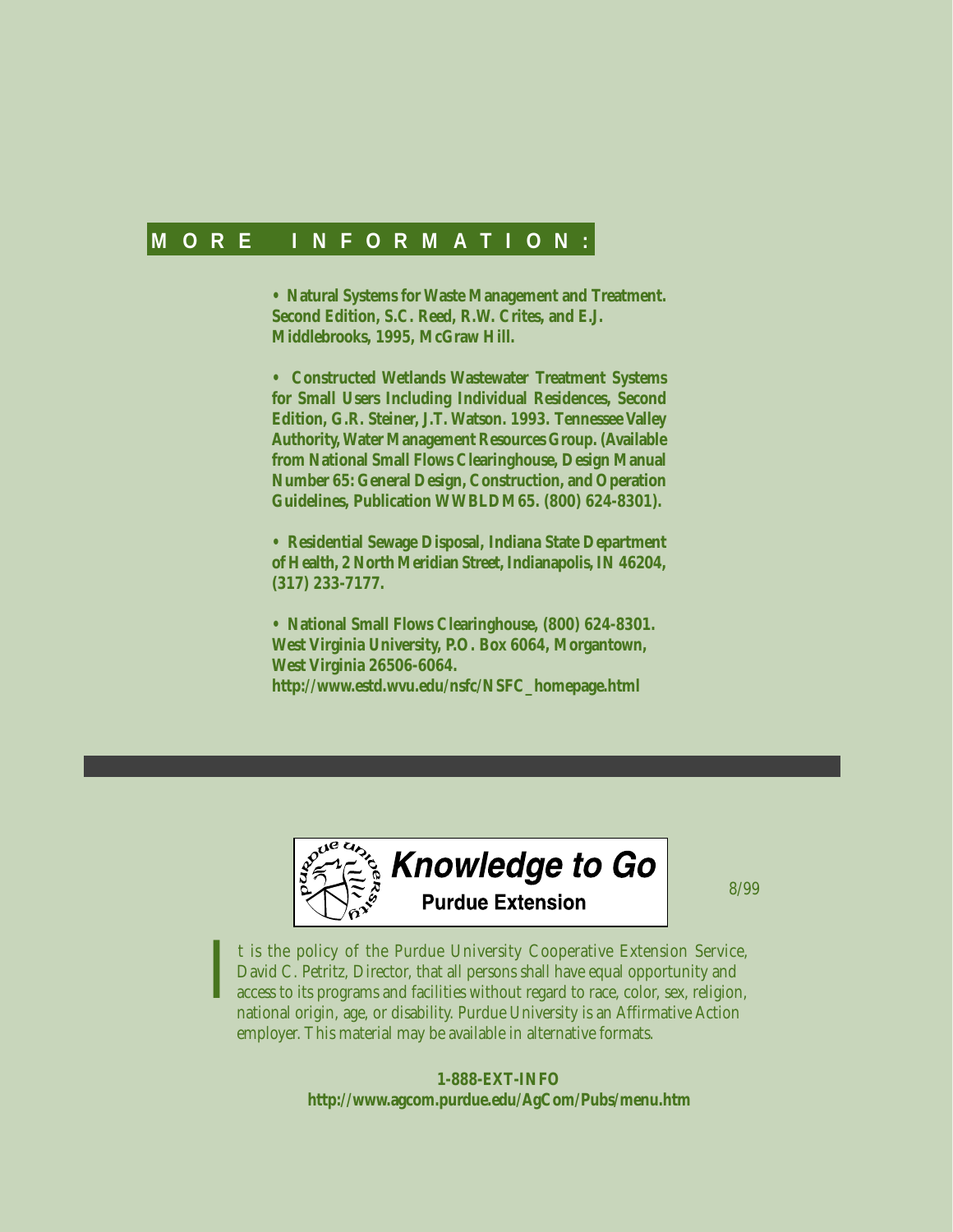## MORE INFORMATION:

- **Natural Systems for Waste Management and Treatment. Second Edition, S.C. Reed, R.W. Crites, and E.J. Middlebrooks, 1995, McGraw Hill.**

- **Constructed Wetlands Wastewater Treatment Systems for Small Users Including Individual Residences, Second Edition, G.R. Steiner, J.T. Watson. 1993. Tennessee Valley Authority, Water Management Resources Group. (Available from National Small Flows Clearinghouse, Design Manual Number 65: General Design, Construction, and Operation Guidelines, Publication WWBLDM65. (800) 624-8301).**

- **Residential Sewage Disposal, Indiana State Department of Health, 2 North Meridian Street, Indianapolis, IN 46204, (317) 233-7177.**

- **National Small Flows Clearinghouse, (800) 624-8301. West Virginia University, P.O. Box 6064, Morgantown, West Virginia 26506-6064. http://www.estd.wvu.edu/nsfc/NSFC_homepage.html**

**Knowledge to Go**

**Purdue Extension**

8/99

It is the policy of the Purdue University Cooperative Extension Service, David C. Petritz, Director, that all persons shall have equal opportunity and access to its programs and facilities without regard to race, color, sex, religion, national origin, age, or disability. Purdue University is an Affirmative Action employer. This material may be available in alternative formats.

**1-888-EXT-INFO**
**http://www.agcom.purdue.edu/AgCom/Pubs/menu.htm**